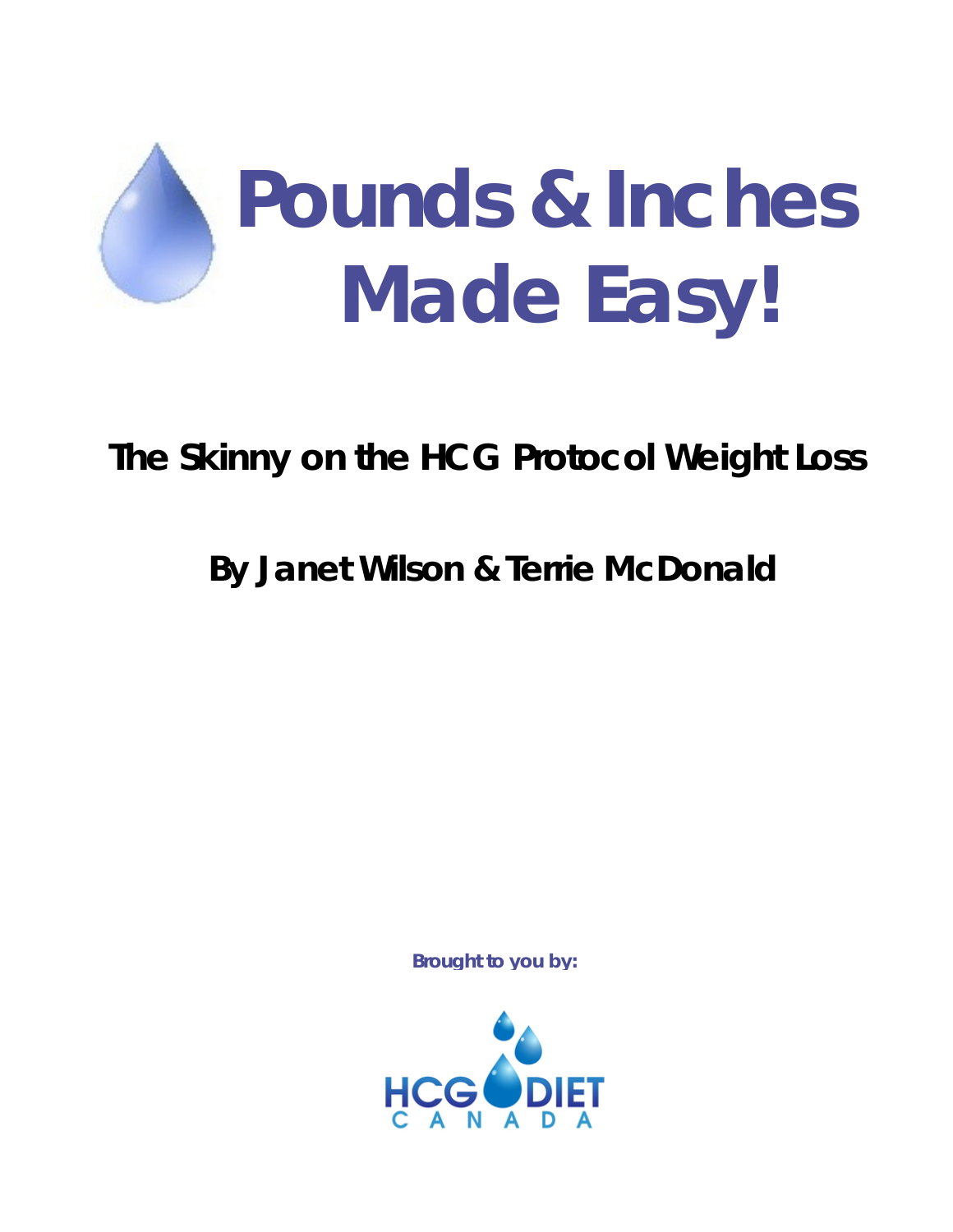# Pounds & Inches Made Easy!

## The Skinny on the HCG Protocol Weight Loss

### By Janet Wilson & Terrie McDonald

**Brought to you by:**

HCG DIET CANADA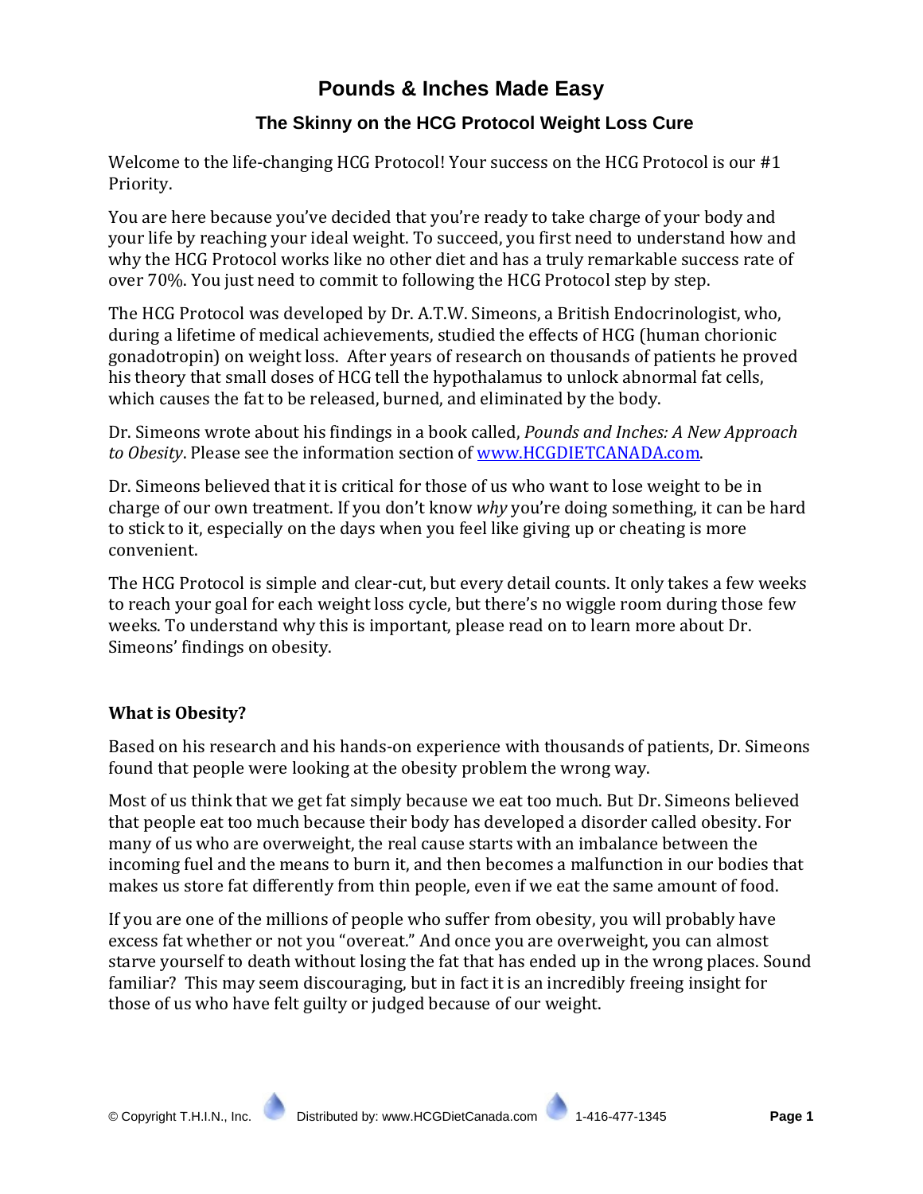# Pounds & Inches Made Easy

## The Skinny on the HCG Protocol Weight Loss Cure

Welcome to the life-changing HCG Protocol! Your success on the HCG Protocol is our #1 Priority.

You are here because you've decided that you're ready to take charge of your body and your life by reaching your ideal weight. To succeed, you first need to understand how and why the HCG Protocol works like no other diet and has a truly remarkable success rate of over 70%. You just need to commit to following the HCG Protocol step by step.

The HCG Protocol was developed by Dr. A.T.W. Simeons, a British Endocrinologist, who, during a lifetime of medical achievements, studied the effects of HCG (human chorionic gonadotropin) on weight loss. After years of research on thousands of patients he proved his theory that small doses of HCG tell the hypothalamus to unlock abnormal fat cells, which causes the fat to be released, burned, and eliminated by the body.

Dr. Simeons wrote about his findings in a book called, *Pounds and Inches: A New Approach to Obesity*. Please see the information section of [www.HCGDIETCANADA.com](http://www.HCGDIETCANADA.com).

Dr. Simeons believed that it is critical for those of us who want to lose weight to be in charge of our own treatment. If you don't know *why* you're doing something, it can be hard to stick to it, especially on the days when you feel like giving up or cheating is more convenient.

The HCG Protocol is simple and clear-cut, but every detail counts. It only takes a few weeks to reach your goal for each weight loss cycle, but there's no wiggle room during those few weeks. To understand why this is important, please read on to learn more about Dr. Simeons' findings on obesity.

**What is Obesity?**

Based on his research and his hands-on experience with thousands of patients, Dr. Simeons found that people were looking at the obesity problem the wrong way.

Most of us think that we get fat simply because we eat too much. But Dr. Simeons believed that people eat too much because their body has developed a disorder called obesity. For many of us who are overweight, the real cause starts with an imbalance between the incoming fuel and the means to burn it, and then becomes a malfunction in our bodies that makes us store fat differently from thin people, even if we eat the same amount of food.

If you are one of the millions of people who suffer from obesity, you will probably have excess fat whether or not you "overeat." And once you are overweight, you can almost starve yourself to death without losing the fat that has ended up in the wrong places. Sound familiar? This may seem discouraging, but in fact it is an incredibly freeing insight for those of us who have felt guilty or judged because of our weight.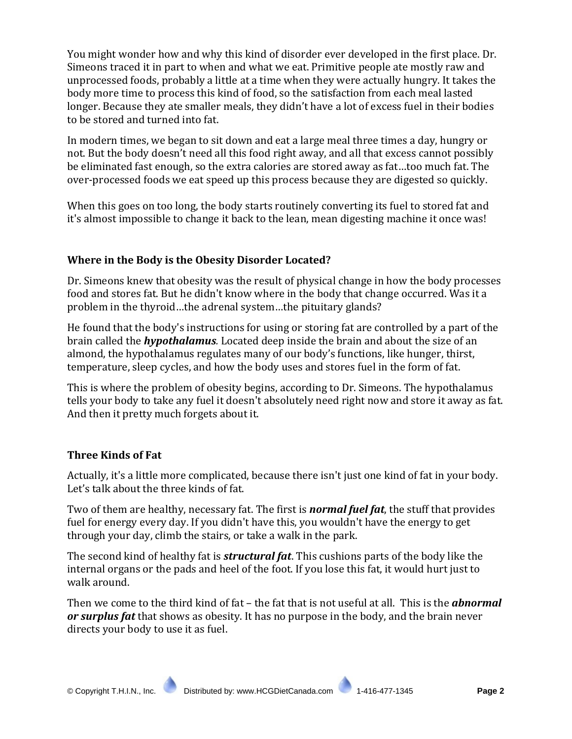You might wonder how and why this kind of disorder ever developed in the first place. Dr. Simeons traced it in part to when and what we eat. Primitive people ate mostly raw and unprocessed foods, probably a little at a time when they were actually hungry. It takes the body more time to process this kind of food, so the satisfaction from each meal lasted longer. Because they ate smaller meals, they didn't have a lot of excess fuel in their bodies to be stored and turned into fat.

In modern times, we began to sit down and eat a large meal three times a day, hungry or not. But the body doesn't need all this food right away, and all that excess cannot possibly be eliminated fast enough, so the extra calories are stored away as fat…too much fat. The over-processed foods we eat speed up this process because they are digested so quickly.

When this goes on too long, the body starts routinely converting its fuel to stored fat and it's almost impossible to change it back to the lean, mean digesting machine it once was!

### Where in the Body is the Obesity Disorder Located?

Dr. Simeons knew that obesity was the result of physical change in how the body processes food and stores fat. But he didn't know where in the body that change occurred. Was it a problem in the thyroid…the adrenal system…the pituitary glands?

He found that the body's instructions for using or storing fat are controlled by a part of the brain called the ***hypothalamus***. Located deep inside the brain and about the size of an almond, the hypothalamus regulates many of our body's functions, like hunger, thirst, temperature, sleep cycles, and how the body uses and stores fuel in the form of fat.

This is where the problem of obesity begins, according to Dr. Simeons. The hypothalamus tells your body to take any fuel it doesn't absolutely need right now and store it away as fat. And then it pretty much forgets about it.

### Three Kinds of Fat

Actually, it's a little more complicated, because there isn't just one kind of fat in your body. Let's talk about the three kinds of fat.

Two of them are healthy, necessary fat. The first is ***normal fuel fat***, the stuff that provides fuel for energy every day. If you didn't have this, you wouldn't have the energy to get through your day, climb the stairs, or take a walk in the park.

The second kind of healthy fat is ***structural fat***. This cushions parts of the body like the internal organs or the pads and heel of the foot. If you lose this fat, it would hurt just to walk around.

Then we come to the third kind of fat – the fat that is not useful at all. This is the ***abnormal or surplus fat*** that shows as obesity. It has no purpose in the body, and the brain never directs your body to use it as fuel.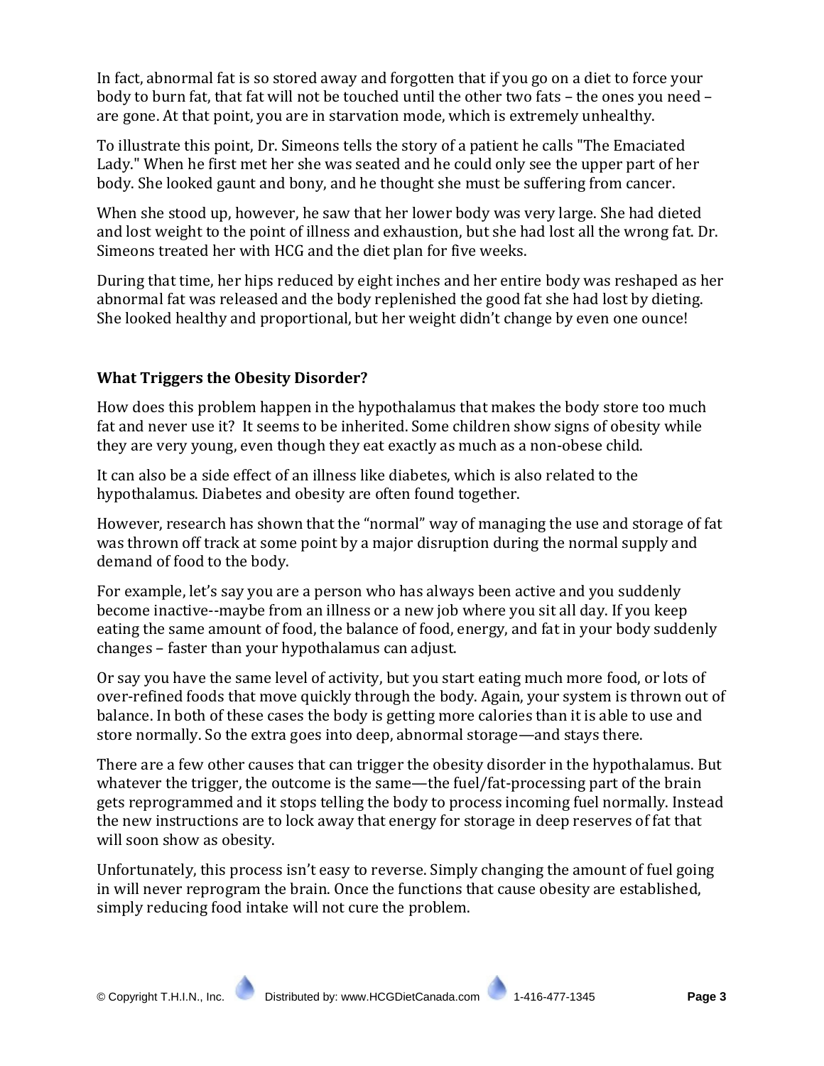In fact, abnormal fat is so stored away and forgotten that if you go on a diet to force your body to burn fat, that fat will not be touched until the other two fats – the ones you need – are gone. At that point, you are in starvation mode, which is extremely unhealthy.

To illustrate this point, Dr. Simeons tells the story of a patient he calls "The Emaciated Lady." When he first met her she was seated and he could only see the upper part of her body. She looked gaunt and bony, and he thought she must be suffering from cancer.

When she stood up, however, he saw that her lower body was very large. She had dieted and lost weight to the point of illness and exhaustion, but she had lost all the wrong fat. Dr. Simeons treated her with HCG and the diet plan for five weeks.

During that time, her hips reduced by eight inches and her entire body was reshaped as her abnormal fat was released and the body replenished the good fat she had lost by dieting. She looked healthy and proportional, but her weight didn't change by even one ounce!

**What Triggers the Obesity Disorder?**

How does this problem happen in the hypothalamus that makes the body store too much fat and never use it? It seems to be inherited. Some children show signs of obesity while they are very young, even though they eat exactly as much as a non-obese child.

It can also be a side effect of an illness like diabetes, which is also related to the hypothalamus. Diabetes and obesity are often found together.

However, research has shown that the "normal" way of managing the use and storage of fat was thrown off track at some point by a major disruption during the normal supply and demand of food to the body.

For example, let's say you are a person who has always been active and you suddenly become inactive--maybe from an illness or a new job where you sit all day. If you keep eating the same amount of food, the balance of food, energy, and fat in your body suddenly changes – faster than your hypothalamus can adjust.

Or say you have the same level of activity, but you start eating much more food, or lots of over-refined foods that move quickly through the body. Again, your system is thrown out of balance. In both of these cases the body is getting more calories than it is able to use and store normally. So the extra goes into deep, abnormal storage—and stays there.

There are a few other causes that can trigger the obesity disorder in the hypothalamus. But whatever the trigger, the outcome is the same—the fuel/fat-processing part of the brain gets reprogrammed and it stops telling the body to process incoming fuel normally. Instead the new instructions are to lock away that energy for storage in deep reserves of fat that will soon show as obesity.

Unfortunately, this process isn't easy to reverse. Simply changing the amount of fuel going in will never reprogram the brain. Once the functions that cause obesity are established, simply reducing food intake will not cure the problem.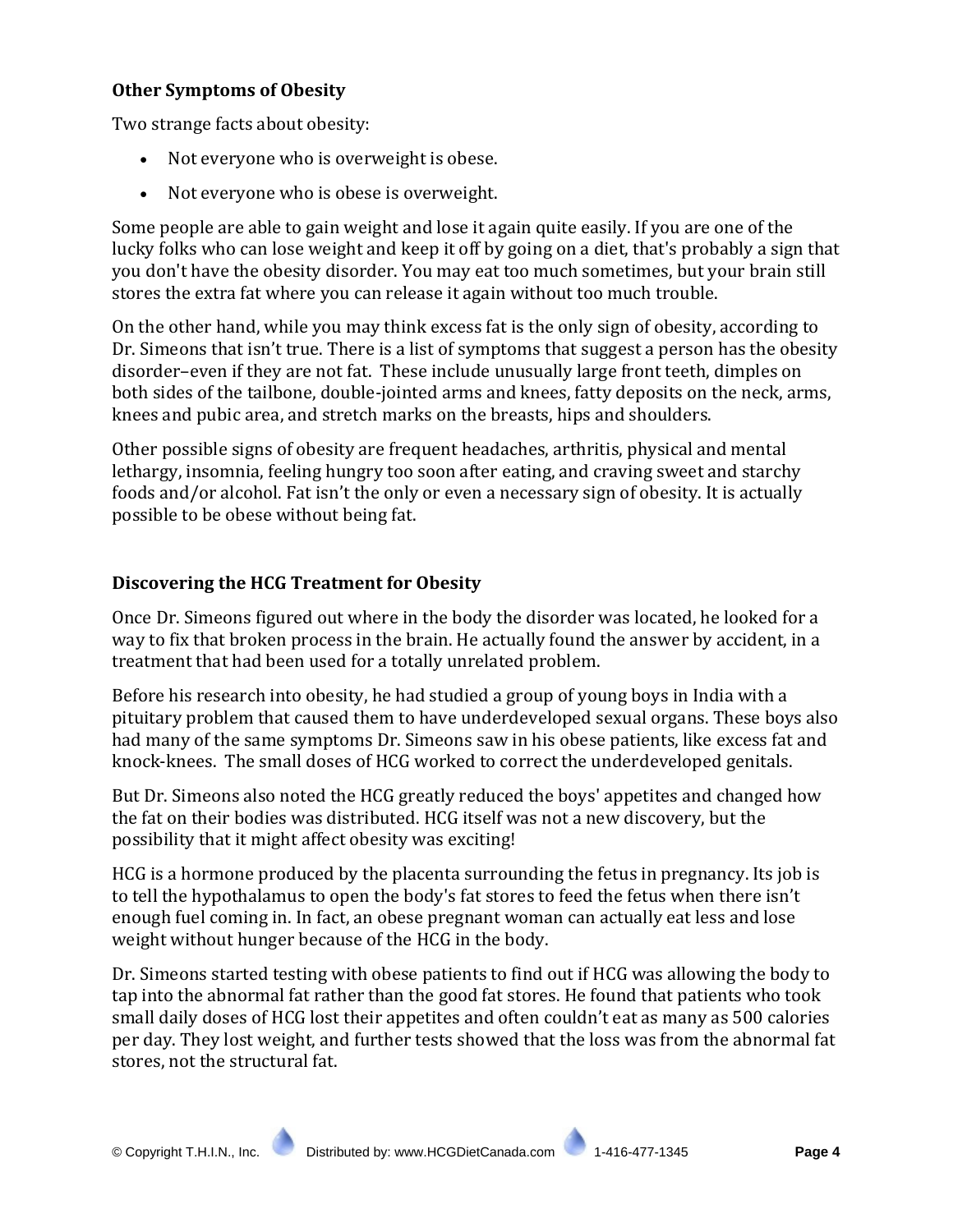### Other Symptoms of Obesity

Two strange facts about obesity:

- Not everyone who is overweight is obese.
- Not everyone who is obese is overweight.

Some people are able to gain weight and lose it again quite easily. If you are one of the lucky folks who can lose weight and keep it off by going on a diet, that's probably a sign that you don't have the obesity disorder. You may eat too much sometimes, but your brain still stores the extra fat where you can release it again without too much trouble.

On the other hand, while you may think excess fat is the only sign of obesity, according to Dr. Simeons that isn't true. There is a list of symptoms that suggest a person has the obesity disorder–even if they are not fat. These include unusually large front teeth, dimples on both sides of the tailbone, double-jointed arms and knees, fatty deposits on the neck, arms, knees and pubic area, and stretch marks on the breasts, hips and shoulders.

Other possible signs of obesity are frequent headaches, arthritis, physical and mental lethargy, insomnia, feeling hungry too soon after eating, and craving sweet and starchy foods and/or alcohol. Fat isn't the only or even a necessary sign of obesity. It is actually possible to be obese without being fat.

### Discovering the HCG Treatment for Obesity

Once Dr. Simeons figured out where in the body the disorder was located, he looked for a way to fix that broken process in the brain. He actually found the answer by accident, in a treatment that had been used for a totally unrelated problem.

Before his research into obesity, he had studied a group of young boys in India with a pituitary problem that caused them to have underdeveloped sexual organs. These boys also had many of the same symptoms Dr. Simeons saw in his obese patients, like excess fat and knock-knees. The small doses of HCG worked to correct the underdeveloped genitals.

But Dr. Simeons also noted the HCG greatly reduced the boys' appetites and changed how the fat on their bodies was distributed. HCG itself was not a new discovery, but the possibility that it might affect obesity was exciting!

HCG is a hormone produced by the placenta surrounding the fetus in pregnancy. Its job is to tell the hypothalamus to open the body's fat stores to feed the fetus when there isn't enough fuel coming in. In fact, an obese pregnant woman can actually eat less and lose weight without hunger because of the HCG in the body.

Dr. Simeons started testing with obese patients to find out if HCG was allowing the body to tap into the abnormal fat rather than the good fat stores. He found that patients who took small daily doses of HCG lost their appetites and often couldn't eat as many as 500 calories per day. They lost weight, and further tests showed that the loss was from the abnormal fat stores, not the structural fat.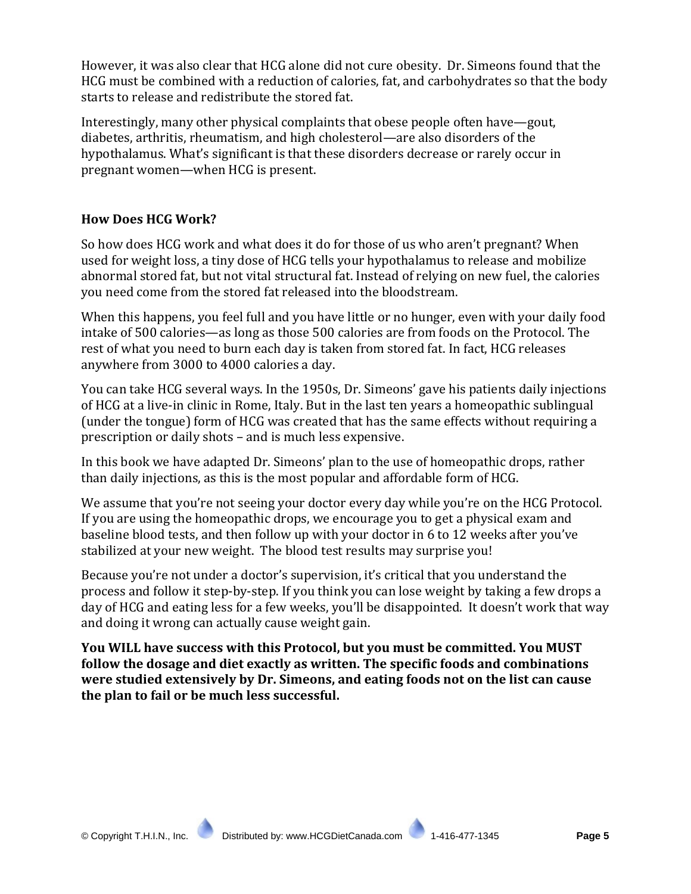However, it was also clear that HCG alone did not cure obesity. Dr. Simeons found that the HCG must be combined with a reduction of calories, fat, and carbohydrates so that the body starts to release and redistribute the stored fat.

Interestingly, many other physical complaints that obese people often have—gout, diabetes, arthritis, rheumatism, and high cholesterol—are also disorders of the hypothalamus. What's significant is that these disorders decrease or rarely occur in pregnant women—when HCG is present.

### How Does HCG Work?

So how does HCG work and what does it do for those of us who aren't pregnant? When used for weight loss, a tiny dose of HCG tells your hypothalamus to release and mobilize abnormal stored fat, but not vital structural fat. Instead of relying on new fuel, the calories you need come from the stored fat released into the bloodstream.

When this happens, you feel full and you have little or no hunger, even with your daily food intake of 500 calories—as long as those 500 calories are from foods on the Protocol. The rest of what you need to burn each day is taken from stored fat. In fact, HCG releases anywhere from 3000 to 4000 calories a day.

You can take HCG several ways. In the 1950s, Dr. Simeons' gave his patients daily injections of HCG at a live-in clinic in Rome, Italy. But in the last ten years a homeopathic sublingual (under the tongue) form of HCG was created that has the same effects without requiring a prescription or daily shots – and is much less expensive.

In this book we have adapted Dr. Simeons' plan to the use of homeopathic drops, rather than daily injections, as this is the most popular and affordable form of HCG.

We assume that you're not seeing your doctor every day while you're on the HCG Protocol. If you are using the homeopathic drops, we encourage you to get a physical exam and baseline blood tests, and then follow up with your doctor in 6 to 12 weeks after you've stabilized at your new weight. The blood test results may surprise you!

Because you're not under a doctor's supervision, it's critical that you understand the process and follow it step-by-step. If you think you can lose weight by taking a few drops a day of HCG and eating less for a few weeks, you'll be disappointed. It doesn't work that way and doing it wrong can actually cause weight gain.

**You WILL have success with this Protocol, but you must be committed. You MUST follow the dosage and diet exactly as written. The specific foods and combinations were studied extensively by Dr. Simeons, and eating foods not on the list can cause the plan to fail or be much less successful.**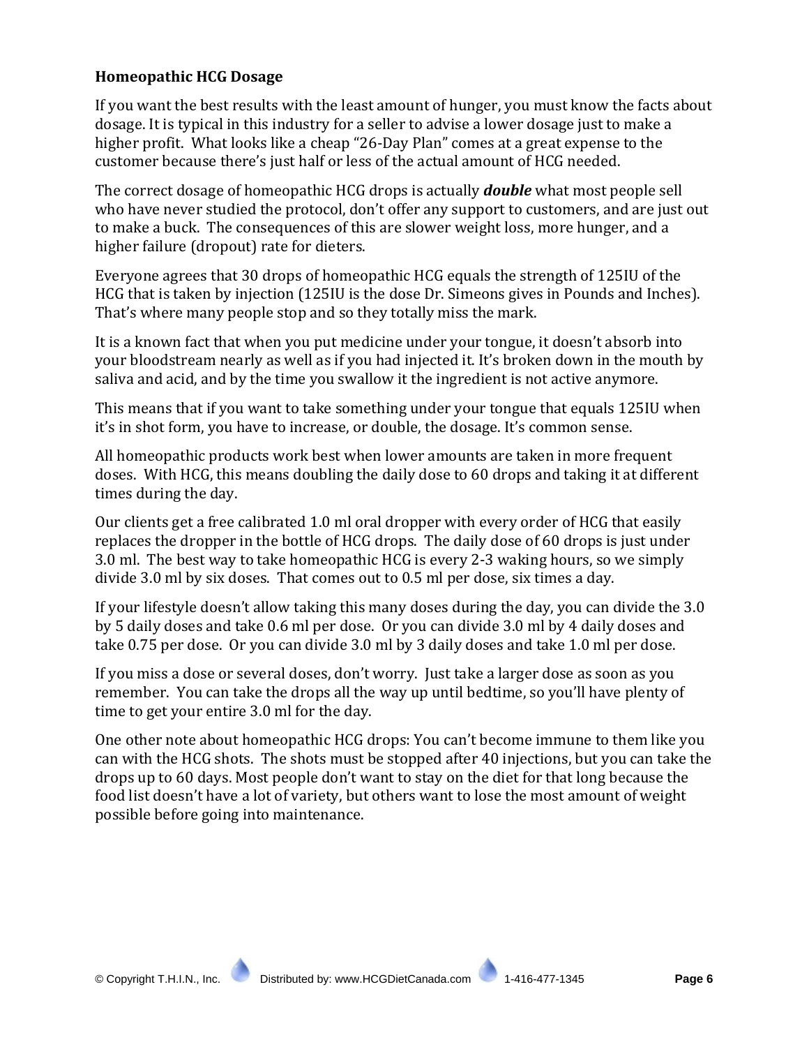**Homeopathic HCG Dosage**

If you want the best results with the least amount of hunger, you must know the facts about dosage. It is typical in this industry for a seller to advise a lower dosage just to make a higher profit. What looks like a cheap "26-Day Plan" comes at a great expense to the customer because there's just half or less of the actual amount of HCG needed.

The correct dosage of homeopathic HCG drops is actually ***double*** what most people sell who have never studied the protocol, don't offer any support to customers, and are just out to make a buck. The consequences of this are slower weight loss, more hunger, and a higher failure (dropout) rate for dieters.

Everyone agrees that 30 drops of homeopathic HCG equals the strength of 125IU of the HCG that is taken by injection (125IU is the dose Dr. Simeons gives in Pounds and Inches). That's where many people stop and so they totally miss the mark.

It is a known fact that when you put medicine under your tongue, it doesn't absorb into your bloodstream nearly as well as if you had injected it. It's broken down in the mouth by saliva and acid, and by the time you swallow it the ingredient is not active anymore.

This means that if you want to take something under your tongue that equals 125IU when it's in shot form, you have to increase, or double, the dosage. It's common sense.

All homeopathic products work best when lower amounts are taken in more frequent doses. With HCG, this means doubling the daily dose to 60 drops and taking it at different times during the day.

Our clients get a free calibrated 1.0 ml oral dropper with every order of HCG that easily replaces the dropper in the bottle of HCG drops. The daily dose of 60 drops is just under 3.0 ml. The best way to take homeopathic HCG is every 2-3 waking hours, so we simply divide 3.0 ml by six doses. That comes out to 0.5 ml per dose, six times a day.

If your lifestyle doesn't allow taking this many doses during the day, you can divide the 3.0 by 5 daily doses and take 0.6 ml per dose. Or you can divide 3.0 ml by 4 daily doses and take 0.75 per dose. Or you can divide 3.0 ml by 3 daily doses and take 1.0 ml per dose.

If you miss a dose or several doses, don't worry. Just take a larger dose as soon as you remember. You can take the drops all the way up until bedtime, so you'll have plenty of time to get your entire 3.0 ml for the day.

One other note about homeopathic HCG drops: You can't become immune to them like you can with the HCG shots. The shots must be stopped after 40 injections, but you can take the drops up to 60 days. Most people don't want to stay on the diet for that long because the food list doesn't have a lot of variety, but others want to lose the most amount of weight possible before going into maintenance.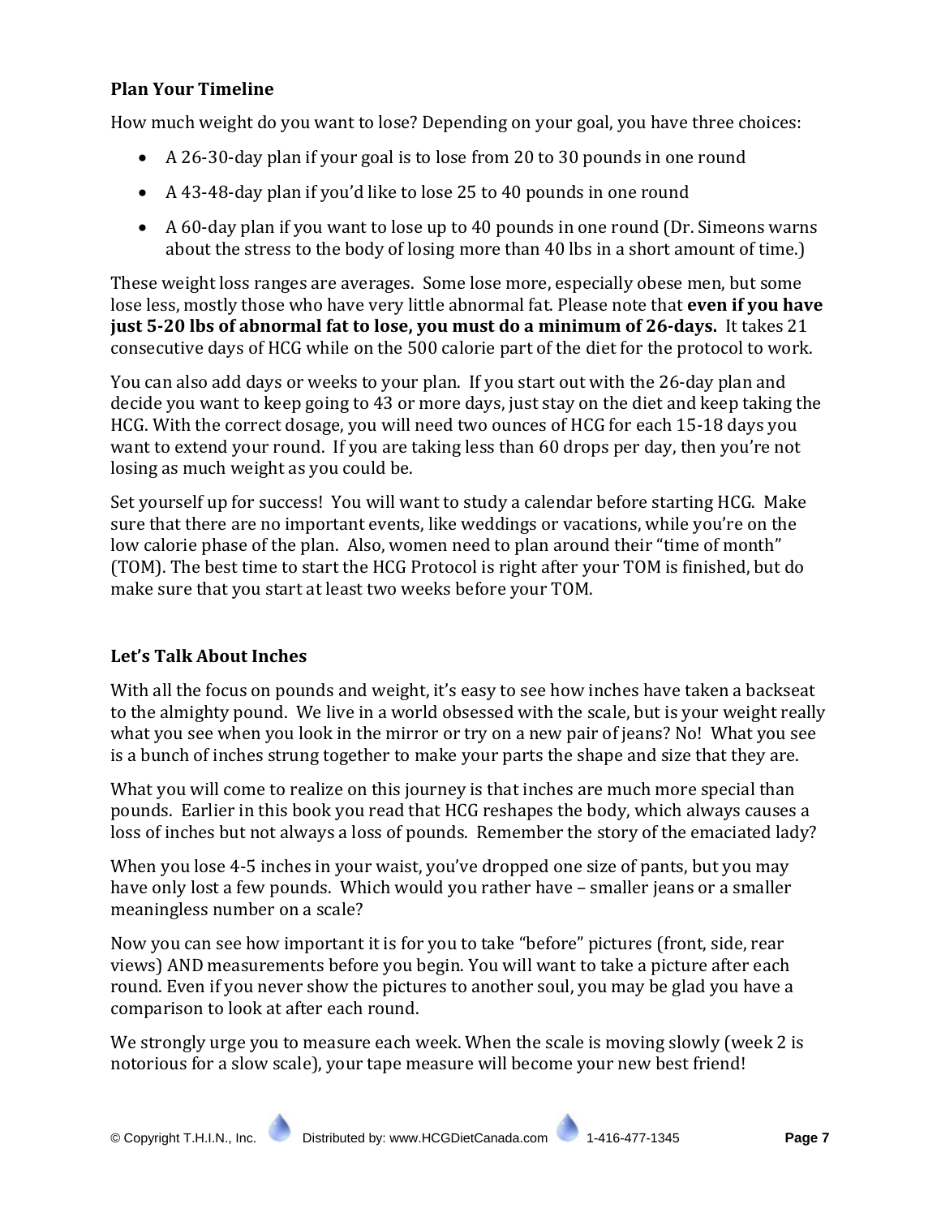### Plan Your Timeline

How much weight do you want to lose? Depending on your goal, you have three choices:

- A 26-30-day plan if your goal is to lose from 20 to 30 pounds in one round
- A 43-48-day plan if you'd like to lose 25 to 40 pounds in one round
- A 60-day plan if you want to lose up to 40 pounds in one round (Dr. Simeons warns about the stress to the body of losing more than 40 lbs in a short amount of time.)

These weight loss ranges are averages. Some lose more, especially obese men, but some lose less, mostly those who have very little abnormal fat. Please note that **even if you have just 5-20 lbs of abnormal fat to lose, you must do a minimum of 26-days.** It takes 21 consecutive days of HCG while on the 500 calorie part of the diet for the protocol to work.

You can also add days or weeks to your plan. If you start out with the 26-day plan and decide you want to keep going to 43 or more days, just stay on the diet and keep taking the HCG. With the correct dosage, you will need two ounces of HCG for each 15-18 days you want to extend your round. If you are taking less than 60 drops per day, then you're not losing as much weight as you could be.

Set yourself up for success! You will want to study a calendar before starting HCG. Make sure that there are no important events, like weddings or vacations, while you're on the low calorie phase of the plan. Also, women need to plan around their "time of month" (TOM). The best time to start the HCG Protocol is right after your TOM is finished, but do make sure that you start at least two weeks before your TOM.

### Let's Talk About Inches

With all the focus on pounds and weight, it's easy to see how inches have taken a backseat to the almighty pound. We live in a world obsessed with the scale, but is your weight really what you see when you look in the mirror or try on a new pair of jeans? No! What you see is a bunch of inches strung together to make your parts the shape and size that they are.

What you will come to realize on this journey is that inches are much more special than pounds. Earlier in this book you read that HCG reshapes the body, which always causes a loss of inches but not always a loss of pounds. Remember the story of the emaciated lady?

When you lose 4-5 inches in your waist, you've dropped one size of pants, but you may have only lost a few pounds. Which would you rather have – smaller jeans or a smaller meaningless number on a scale?

Now you can see how important it is for you to take "before" pictures (front, side, rear views) AND measurements before you begin. You will want to take a picture after each round. Even if you never show the pictures to another soul, you may be glad you have a comparison to look at after each round.

We strongly urge you to measure each week. When the scale is moving slowly (week 2 is notorious for a slow scale), your tape measure will become your new best friend!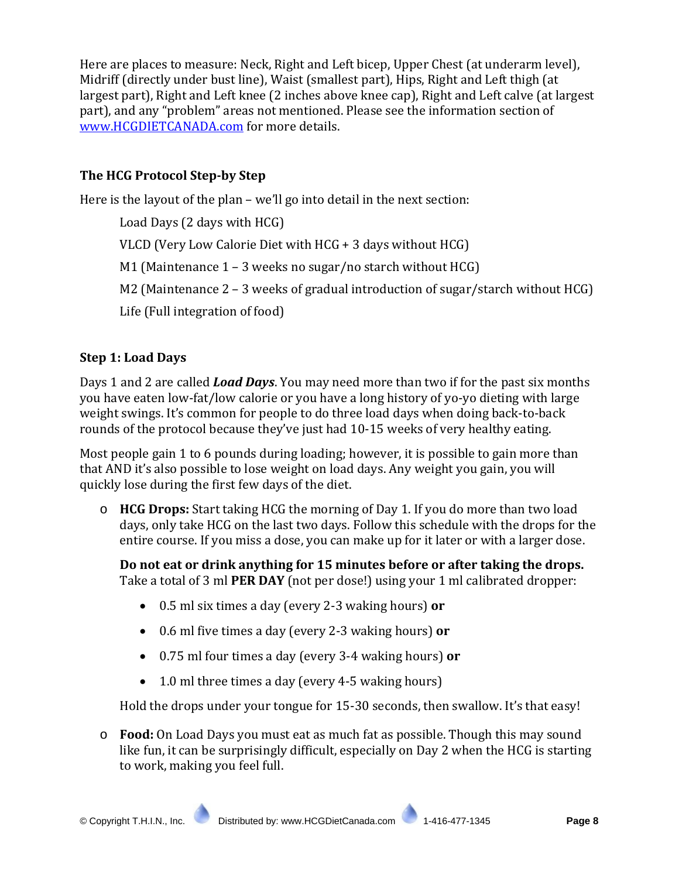Here are places to measure: Neck, Right and Left bicep, Upper Chest (at underarm level), Midriff (directly under bust line), Waist (smallest part), Hips, Right and Left thigh (at largest part), Right and Left knee (2 inches above knee cap), Right and Left calve (at largest part), and any "problem" areas not mentioned. Please see the information section of [www.HCGDIETCANADA.com](http://www.HCGDIETCANADA.com) for more details.

### The HCG Protocol Step-by Step

Here is the layout of the plan – we'll go into detail in the next section:

Load Days (2 days with HCG)

VLCD (Very Low Calorie Diet with HCG + 3 days without HCG)

M1 (Maintenance 1 – 3 weeks no sugar/no starch without HCG)

M2 (Maintenance 2 – 3 weeks of gradual introduction of sugar/starch without HCG)

Life (Full integration of food)

### Step 1: Load Days

Days 1 and 2 are called ***Load Days***. You may need more than two if for the past six months you have eaten low-fat/low calorie or you have a long history of yo-yo dieting with large weight swings. It's common for people to do three load days when doing back-to-back rounds of the protocol because they've just had 10-15 weeks of very healthy eating.

Most people gain 1 to 6 pounds during loading; however, it is possible to gain more than that AND it's also possible to lose weight on load days. Any weight you gain, you will quickly lose during the first few days of the diet.

- **HCG Drops:** Start taking HCG the morning of Day 1. If you do more than two load days, only take HCG on the last two days. Follow this schedule with the drops for the entire course. If you miss a dose, you can make up for it later or with a larger dose.

  **Do not eat or drink anything for 15 minutes before or after taking the drops.** Take a total of 3 ml **PER DAY** (not per dose!) using your 1 ml calibrated dropper:

  - 0.5 ml six times a day (every 2-3 waking hours) **or**
  - 0.6 ml five times a day (every 2-3 waking hours) **or**
  - 0.75 ml four times a day (every 3-4 waking hours) **or**
  - 1.0 ml three times a day (every 4-5 waking hours)

  Hold the drops under your tongue for 15-30 seconds, then swallow. It's that easy!

- **Food:** On Load Days you must eat as much fat as possible. Though this may sound like fun, it can be surprisingly difficult, especially on Day 2 when the HCG is starting to work, making you feel full.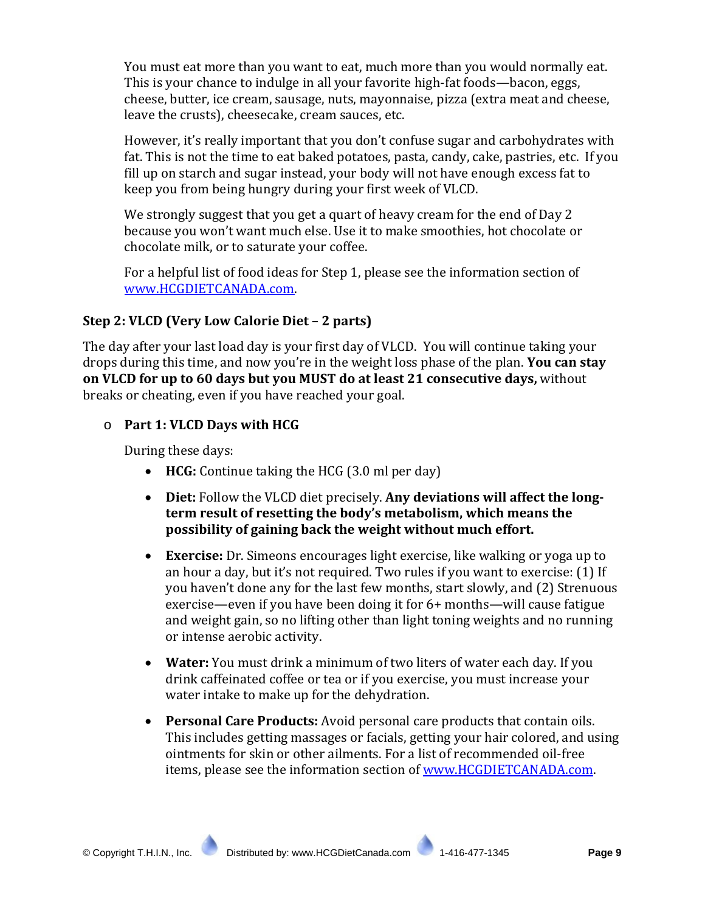You must eat more than you want to eat, much more than you would normally eat. This is your chance to indulge in all your favorite high-fat foods—bacon, eggs, cheese, butter, ice cream, sausage, nuts, mayonnaise, pizza (extra meat and cheese, leave the crusts), cheesecake, cream sauces, etc.

However, it's really important that you don't confuse sugar and carbohydrates with fat. This is not the time to eat baked potatoes, pasta, candy, cake, pastries, etc. If you fill up on starch and sugar instead, your body will not have enough excess fat to keep you from being hungry during your first week of VLCD.

We strongly suggest that you get a quart of heavy cream for the end of Day 2 because you won't want much else. Use it to make smoothies, hot chocolate or chocolate milk, or to saturate your coffee.

For a helpful list of food ideas for Step 1, please see the information section of [www.HCGDIETCANADA.com](http://www.HCGDIETCANADA.com).

### Step 2: VLCD (Very Low Calorie Diet – 2 parts)

The day after your last load day is your first day of VLCD. You will continue taking your drops during this time, and now you're in the weight loss phase of the plan. **You can stay on VLCD for up to 60 days but you MUST do at least 21 consecutive days,** without breaks or cheating, even if you have reached your goal.

- **Part 1: VLCD Days with HCG**

  During these days:

  - **HCG:** Continue taking the HCG (3.0 ml per day)
  - **Diet:** Follow the VLCD diet precisely. **Any deviations will affect the long-term result of resetting the body's metabolism, which means the possibility of gaining back the weight without much effort.**
  - **Exercise:** Dr. Simeons encourages light exercise, like walking or yoga up to an hour a day, but it's not required. Two rules if you want to exercise: (1) If you haven't done any for the last few months, start slowly, and (2) Strenuous exercise—even if you have been doing it for 6+ months—will cause fatigue and weight gain, so no lifting other than light toning weights and no running or intense aerobic activity.
  - **Water:** You must drink a minimum of two liters of water each day. If you drink caffeinated coffee or tea or if you exercise, you must increase your water intake to make up for the dehydration.
  - **Personal Care Products:** Avoid personal care products that contain oils. This includes getting massages or facials, getting your hair colored, and using ointments for skin or other ailments. For a list of recommended oil-free items, please see the information section of [www.HCGDIETCANADA.com](http://www.HCGDIETCANADA.com).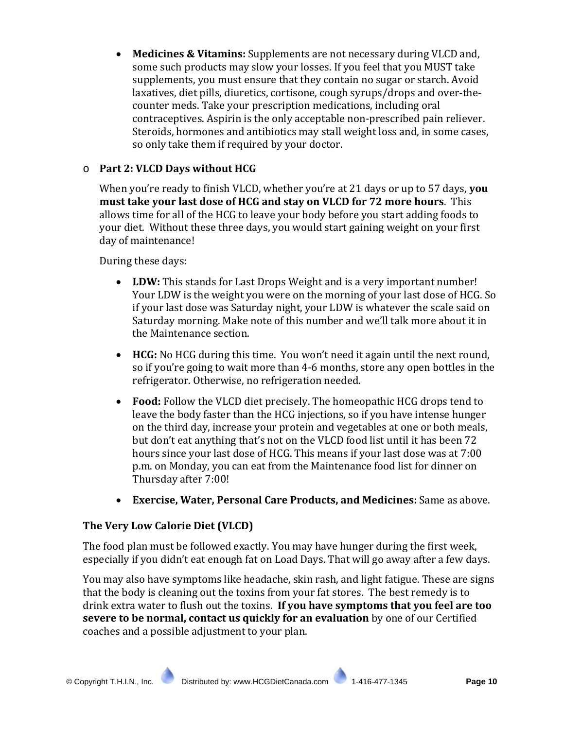- **Medicines & Vitamins:** Supplements are not necessary during VLCD and, some such products may slow your losses. If you feel that you MUST take supplements, you must ensure that they contain no sugar or starch. Avoid laxatives, diet pills, diuretics, cortisone, cough syrups/drops and over-the-counter meds. Take your prescription medications, including oral contraceptives. Aspirin is the only acceptable non-prescribed pain reliever. Steroids, hormones and antibiotics may stall weight loss and, in some cases, so only take them if required by your doctor.

- **Part 2: VLCD Days without HCG**

  When you're ready to finish VLCD, whether you're at 21 days or up to 57 days, **you must take your last dose of HCG and stay on VLCD for 72 more hours**. This allows time for all of the HCG to leave your body before you start adding foods to your diet. Without these three days, you would start gaining weight on your first day of maintenance!

  During these days:

  - **LDW:** This stands for Last Drops Weight and is a very important number! Your LDW is the weight you were on the morning of your last dose of HCG. So if your last dose was Saturday night, your LDW is whatever the scale said on Saturday morning. Make note of this number and we'll talk more about it in the Maintenance section.
  - **HCG:** No HCG during this time. You won't need it again until the next round, so if you're going to wait more than 4-6 months, store any open bottles in the refrigerator. Otherwise, no refrigeration needed.
  - **Food:** Follow the VLCD diet precisely. The homeopathic HCG drops tend to leave the body faster than the HCG injections, so if you have intense hunger on the third day, increase your protein and vegetables at one or both meals, but don't eat anything that's not on the VLCD food list until it has been 72 hours since your last dose of HCG. This means if your last dose was at 7:00 p.m. on Monday, you can eat from the Maintenance food list for dinner on Thursday after 7:00!
  - **Exercise, Water, Personal Care Products, and Medicines:** Same as above.

### The Very Low Calorie Diet (VLCD)

The food plan must be followed exactly. You may have hunger during the first week, especially if you didn't eat enough fat on Load Days. That will go away after a few days.

You may also have symptoms like headache, skin rash, and light fatigue. These are signs that the body is cleaning out the toxins from your fat stores. The best remedy is to drink extra water to flush out the toxins. **If you have symptoms that you feel are too severe to be normal, contact us quickly for an evaluation** by one of our Certified coaches and a possible adjustment to your plan.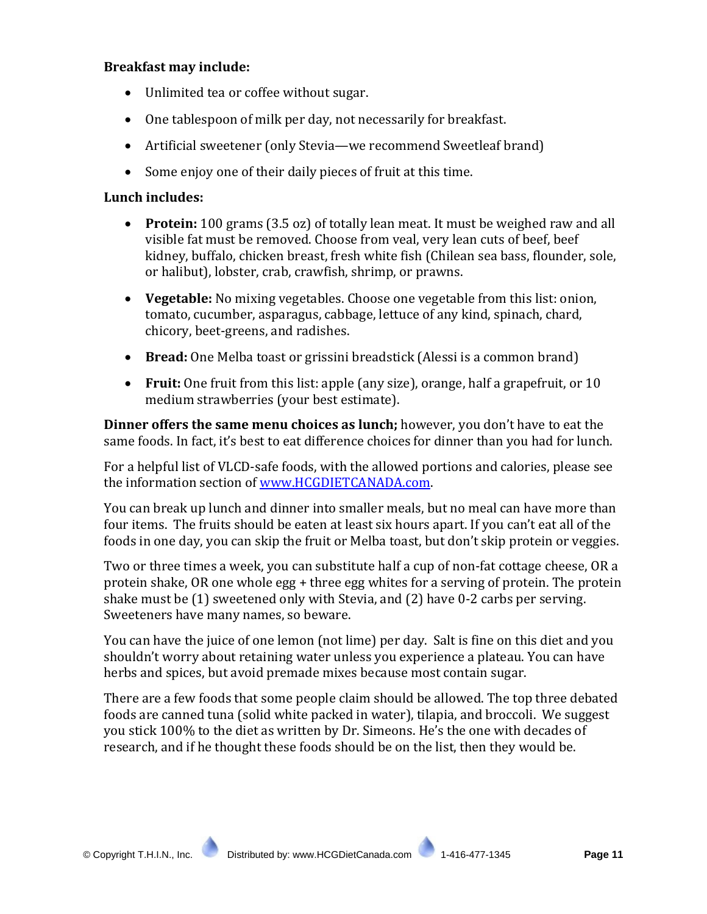**Breakfast may include:**

- Unlimited tea or coffee without sugar.
- One tablespoon of milk per day, not necessarily for breakfast.
- Artificial sweetener (only Stevia—we recommend Sweetleaf brand)
- Some enjoy one of their daily pieces of fruit at this time.

**Lunch includes:**

- **Protein:** 100 grams (3.5 oz) of totally lean meat. It must be weighed raw and all visible fat must be removed. Choose from veal, very lean cuts of beef, beef kidney, buffalo, chicken breast, fresh white fish (Chilean sea bass, flounder, sole, or halibut), lobster, crab, crawfish, shrimp, or prawns.
- **Vegetable:** No mixing vegetables. Choose one vegetable from this list: onion, tomato, cucumber, asparagus, cabbage, lettuce of any kind, spinach, chard, chicory, beet-greens, and radishes.
- **Bread:** One Melba toast or grissini breadstick (Alessi is a common brand)
- **Fruit:** One fruit from this list: apple (any size), orange, half a grapefruit, or 10 medium strawberries (your best estimate).

**Dinner offers the same menu choices as lunch;** however, you don't have to eat the same foods. In fact, it's best to eat difference choices for dinner than you had for lunch.

For a helpful list of VLCD-safe foods, with the allowed portions and calories, please see the information section of www.HCGDIETCANADA.com.

You can break up lunch and dinner into smaller meals, but no meal can have more than four items. The fruits should be eaten at least six hours apart. If you can't eat all of the foods in one day, you can skip the fruit or Melba toast, but don't skip protein or veggies.

Two or three times a week, you can substitute half a cup of non-fat cottage cheese, OR a protein shake, OR one whole egg + three egg whites for a serving of protein. The protein shake must be (1) sweetened only with Stevia, and (2) have 0-2 carbs per serving. Sweeteners have many names, so beware.

You can have the juice of one lemon (not lime) per day. Salt is fine on this diet and you shouldn't worry about retaining water unless you experience a plateau. You can have herbs and spices, but avoid premade mixes because most contain sugar.

There are a few foods that some people claim should be allowed. The top three debated foods are canned tuna (solid white packed in water), tilapia, and broccoli. We suggest you stick 100% to the diet as written by Dr. Simeons. He's the one with decades of research, and if he thought these foods should be on the list, then they would be.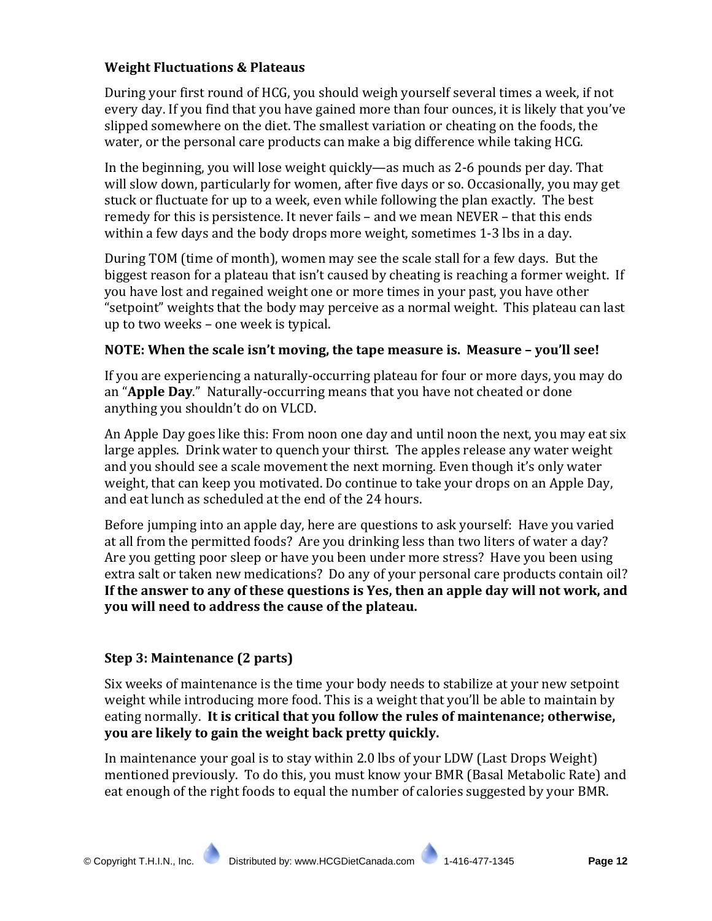### Weight Fluctuations & Plateaus

During your first round of HCG, you should weigh yourself several times a week, if not every day. If you find that you have gained more than four ounces, it is likely that you've slipped somewhere on the diet. The smallest variation or cheating on the foods, the water, or the personal care products can make a big difference while taking HCG.

In the beginning, you will lose weight quickly—as much as 2-6 pounds per day. That will slow down, particularly for women, after five days or so. Occasionally, you may get stuck or fluctuate for up to a week, even while following the plan exactly. The best remedy for this is persistence. It never fails – and we mean NEVER – that this ends within a few days and the body drops more weight, sometimes 1-3 lbs in a day.

During TOM (time of month), women may see the scale stall for a few days. But the biggest reason for a plateau that isn't caused by cheating is reaching a former weight. If you have lost and regained weight one or more times in your past, you have other "setpoint" weights that the body may perceive as a normal weight. This plateau can last up to two weeks – one week is typical.

**NOTE: When the scale isn't moving, the tape measure is. Measure – you'll see!**

If you are experiencing a naturally-occurring plateau for four or more days, you may do an "**Apple Day**." Naturally-occurring means that you have not cheated or done anything you shouldn't do on VLCD.

An Apple Day goes like this: From noon one day and until noon the next, you may eat six large apples. Drink water to quench your thirst. The apples release any water weight and you should see a scale movement the next morning. Even though it's only water weight, that can keep you motivated. Do continue to take your drops on an Apple Day, and eat lunch as scheduled at the end of the 24 hours.

Before jumping into an apple day, here are questions to ask yourself: Have you varied at all from the permitted foods? Are you drinking less than two liters of water a day? Are you getting poor sleep or have you been under more stress? Have you been using extra salt or taken new medications? Do any of your personal care products contain oil? **If the answer to any of these questions is Yes, then an apple day will not work, and you will need to address the cause of the plateau.**

### Step 3: Maintenance (2 parts)

Six weeks of maintenance is the time your body needs to stabilize at your new setpoint weight while introducing more food. This is a weight that you'll be able to maintain by eating normally. **It is critical that you follow the rules of maintenance; otherwise, you are likely to gain the weight back pretty quickly.**

In maintenance your goal is to stay within 2.0 lbs of your LDW (Last Drops Weight) mentioned previously. To do this, you must know your BMR (Basal Metabolic Rate) and eat enough of the right foods to equal the number of calories suggested by your BMR.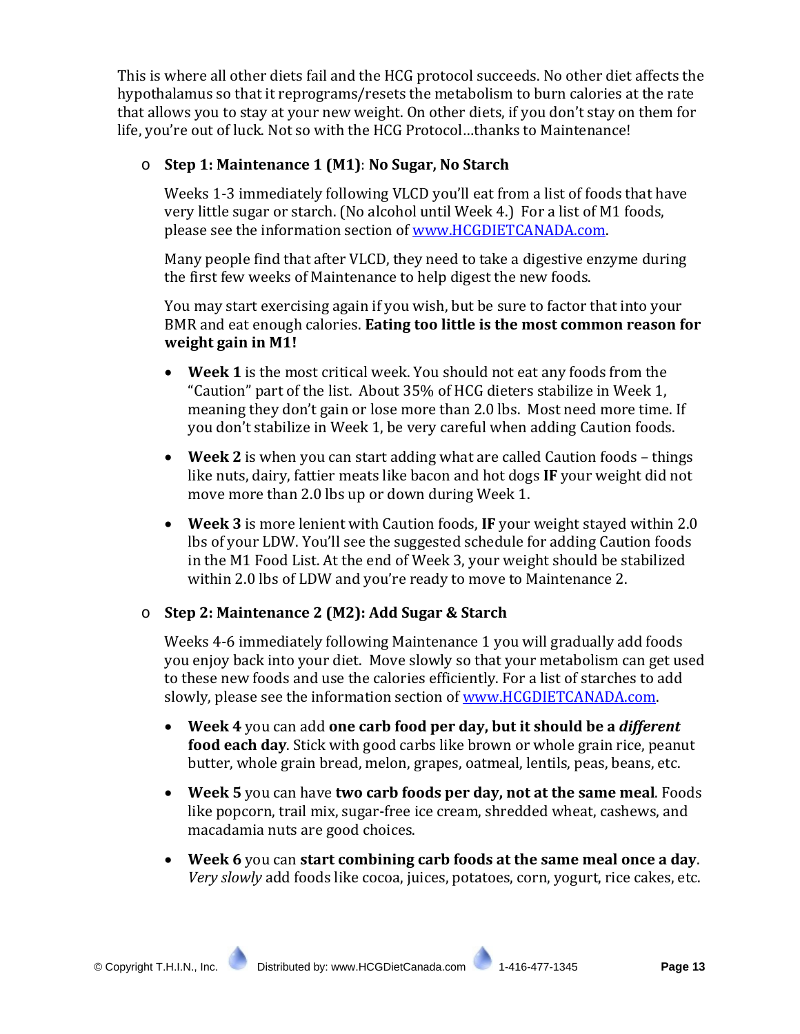This is where all other diets fail and the HCG protocol succeeds. No other diet affects the hypothalamus so that it reprograms/resets the metabolism to burn calories at the rate that allows you to stay at your new weight. On other diets, if you don't stay on them for life, you're out of luck. Not so with the HCG Protocol…thanks to Maintenance!

- **Step 1: Maintenance 1 (M1)**: **No Sugar, No Starch**

  Weeks 1-3 immediately following VLCD you'll eat from a list of foods that have very little sugar or starch. (No alcohol until Week 4.) For a list of M1 foods, please see the information section of [www.HCGDIETCANADA.com](http://www.HCGDIETCANADA.com).

  Many people find that after VLCD, they need to take a digestive enzyme during the first few weeks of Maintenance to help digest the new foods.

  You may start exercising again if you wish, but be sure to factor that into your BMR and eat enough calories. **Eating too little is the most common reason for weight gain in M1!**

  - **Week 1** is the most critical week. You should not eat any foods from the "Caution" part of the list. About 35% of HCG dieters stabilize in Week 1, meaning they don't gain or lose more than 2.0 lbs. Most need more time. If you don't stabilize in Week 1, be very careful when adding Caution foods.
  - **Week 2** is when you can start adding what are called Caution foods – things like nuts, dairy, fattier meats like bacon and hot dogs **IF** your weight did not move more than 2.0 lbs up or down during Week 1.
  - **Week 3** is more lenient with Caution foods, **IF** your weight stayed within 2.0 lbs of your LDW. You'll see the suggested schedule for adding Caution foods in the M1 Food List. At the end of Week 3, your weight should be stabilized within 2.0 lbs of LDW and you're ready to move to Maintenance 2.

- **Step 2: Maintenance 2 (M2): Add Sugar & Starch**

  Weeks 4-6 immediately following Maintenance 1 you will gradually add foods you enjoy back into your diet. Move slowly so that your metabolism can get used to these new foods and use the calories efficiently. For a list of starches to add slowly, please see the information section of [www.HCGDIETCANADA.com](http://www.HCGDIETCANADA.com).

  - **Week 4** you can add **one carb food per day, but it should be a *different* food each day**. Stick with good carbs like brown or whole grain rice, peanut butter, whole grain bread, melon, grapes, oatmeal, lentils, peas, beans, etc.
  - **Week 5** you can have **two carb foods per day, not at the same meal**. Foods like popcorn, trail mix, sugar-free ice cream, shredded wheat, cashews, and macadamia nuts are good choices.
  - **Week 6** you can **start combining carb foods at the same meal once a day**. *Very slowly* add foods like cocoa, juices, potatoes, corn, yogurt, rice cakes, etc.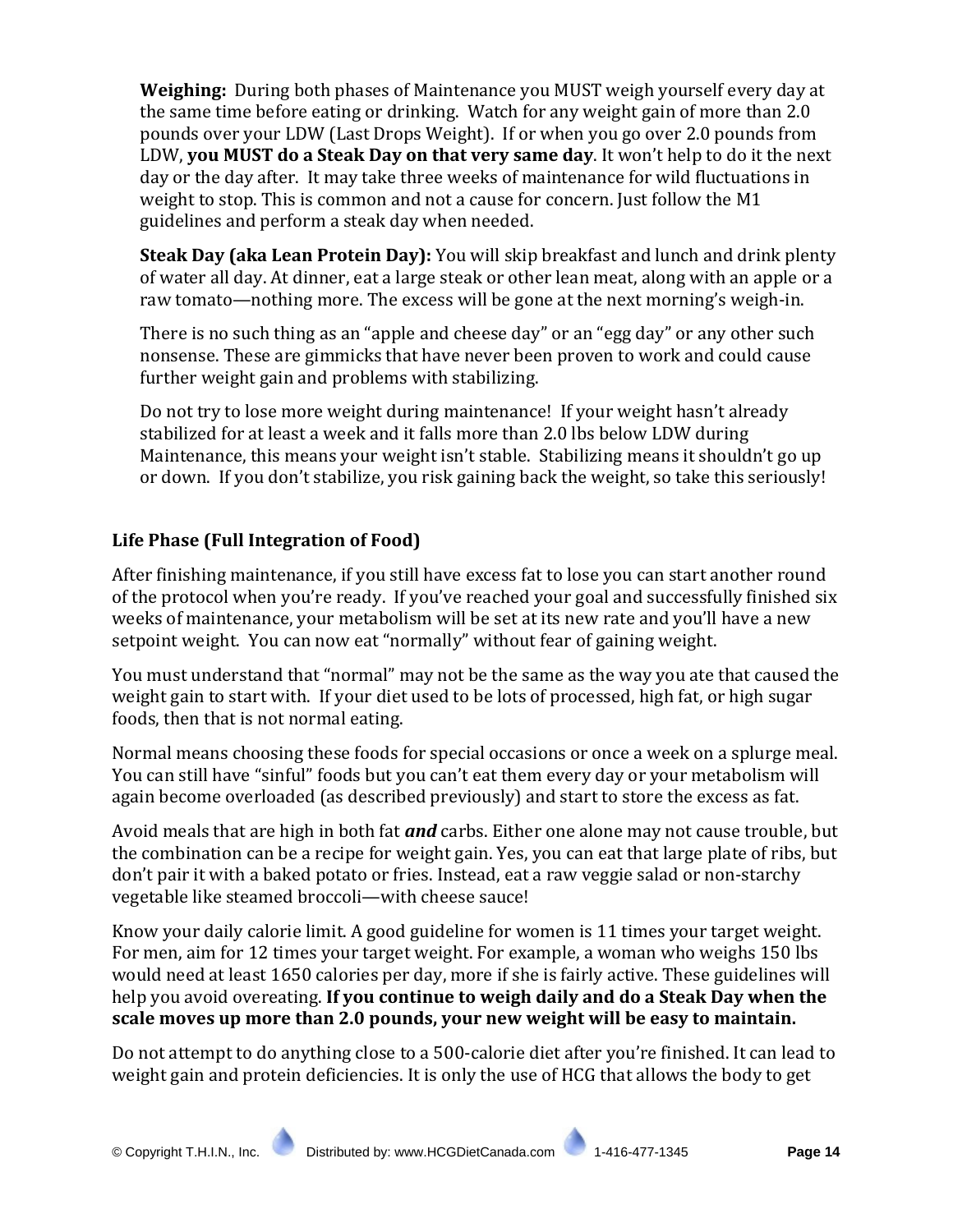**Weighing:** During both phases of Maintenance you MUST weigh yourself every day at the same time before eating or drinking. Watch for any weight gain of more than 2.0 pounds over your LDW (Last Drops Weight). If or when you go over 2.0 pounds from LDW, **you MUST do a Steak Day on that very same day**. It won't help to do it the next day or the day after. It may take three weeks of maintenance for wild fluctuations in weight to stop. This is common and not a cause for concern. Just follow the M1 guidelines and perform a steak day when needed.

**Steak Day (aka Lean Protein Day):** You will skip breakfast and lunch and drink plenty of water all day. At dinner, eat a large steak or other lean meat, along with an apple or a raw tomato—nothing more. The excess will be gone at the next morning's weigh-in.

There is no such thing as an "apple and cheese day" or an "egg day" or any other such nonsense. These are gimmicks that have never been proven to work and could cause further weight gain and problems with stabilizing.

Do not try to lose more weight during maintenance! If your weight hasn't already stabilized for at least a week and it falls more than 2.0 lbs below LDW during Maintenance, this means your weight isn't stable. Stabilizing means it shouldn't go up or down. If you don't stabilize, you risk gaining back the weight, so take this seriously!

### Life Phase (Full Integration of Food)

After finishing maintenance, if you still have excess fat to lose you can start another round of the protocol when you're ready. If you've reached your goal and successfully finished six weeks of maintenance, your metabolism will be set at its new rate and you'll have a new setpoint weight. You can now eat "normally" without fear of gaining weight.

You must understand that "normal" may not be the same as the way you ate that caused the weight gain to start with. If your diet used to be lots of processed, high fat, or high sugar foods, then that is not normal eating.

Normal means choosing these foods for special occasions or once a week on a splurge meal. You can still have "sinful" foods but you can't eat them every day or your metabolism will again become overloaded (as described previously) and start to store the excess as fat.

Avoid meals that are high in both fat ***and*** carbs. Either one alone may not cause trouble, but the combination can be a recipe for weight gain. Yes, you can eat that large plate of ribs, but don't pair it with a baked potato or fries. Instead, eat a raw veggie salad or non-starchy vegetable like steamed broccoli—with cheese sauce!

Know your daily calorie limit. A good guideline for women is 11 times your target weight. For men, aim for 12 times your target weight. For example, a woman who weighs 150 lbs would need at least 1650 calories per day, more if she is fairly active. These guidelines will help you avoid overeating. **If you continue to weigh daily and do a Steak Day when the scale moves up more than 2.0 pounds, your new weight will be easy to maintain.**

Do not attempt to do anything close to a 500-calorie diet after you're finished. It can lead to weight gain and protein deficiencies. It is only the use of HCG that allows the body to get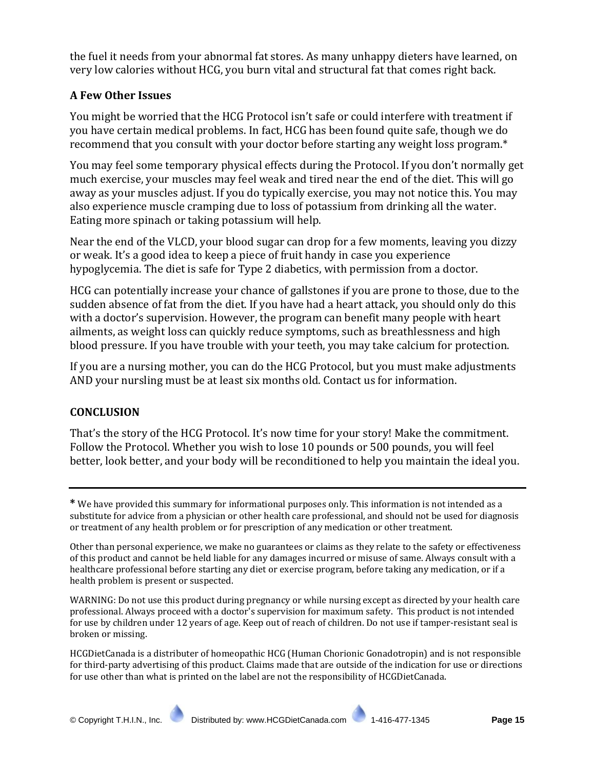the fuel it needs from your abnormal fat stores. As many unhappy dieters have learned, on very low calories without HCG, you burn vital and structural fat that comes right back.

### A Few Other Issues

You might be worried that the HCG Protocol isn't safe or could interfere with treatment if you have certain medical problems. In fact, HCG has been found quite safe, though we do recommend that you consult with your doctor before starting any weight loss program.*

You may feel some temporary physical effects during the Protocol. If you don't normally get much exercise, your muscles may feel weak and tired near the end of the diet. This will go away as your muscles adjust. If you do typically exercise, you may not notice this. You may also experience muscle cramping due to loss of potassium from drinking all the water. Eating more spinach or taking potassium will help.

Near the end of the VLCD, your blood sugar can drop for a few moments, leaving you dizzy or weak. It's a good idea to keep a piece of fruit handy in case you experience hypoglycemia. The diet is safe for Type 2 diabetics, with permission from a doctor.

HCG can potentially increase your chance of gallstones if you are prone to those, due to the sudden absence of fat from the diet. If you have had a heart attack, you should only do this with a doctor's supervision. However, the program can benefit many people with heart ailments, as weight loss can quickly reduce symptoms, such as breathlessness and high blood pressure. If you have trouble with your teeth, you may take calcium for protection.

If you are a nursing mother, you can do the HCG Protocol, but you must make adjustments AND your nursling must be at least six months old. Contact us for information.

### CONCLUSION

That's the story of the HCG Protocol. It's now time for your story! Make the commitment. Follow the Protocol. Whether you wish to lose 10 pounds or 500 pounds, you will feel better, look better, and your body will be reconditioned to help you maintain the ideal you.

---

**\*** We have provided this summary for informational purposes only. This information is not intended as a substitute for advice from a physician or other health care professional, and should not be used for diagnosis or treatment of any health problem or for prescription of any medication or other treatment.

Other than personal experience, we make no guarantees or claims as they relate to the safety or effectiveness of this product and cannot be held liable for any damages incurred or misuse of same. Always consult with a healthcare professional before starting any diet or exercise program, before taking any medication, or if a health problem is present or suspected.

WARNING: Do not use this product during pregnancy or while nursing except as directed by your health care professional. Always proceed with a doctor's supervision for maximum safety. This product is not intended for use by children under 12 years of age. Keep out of reach of children. Do not use if tamper-resistant seal is broken or missing.

HCGDietCanada is a distributer of homeopathic HCG (Human Chorionic Gonadotropin) and is not responsible for third-party advertising of this product. Claims made that are outside of the indication for use or directions for use other than what is printed on the label are not the responsibility of HCGDietCanada.